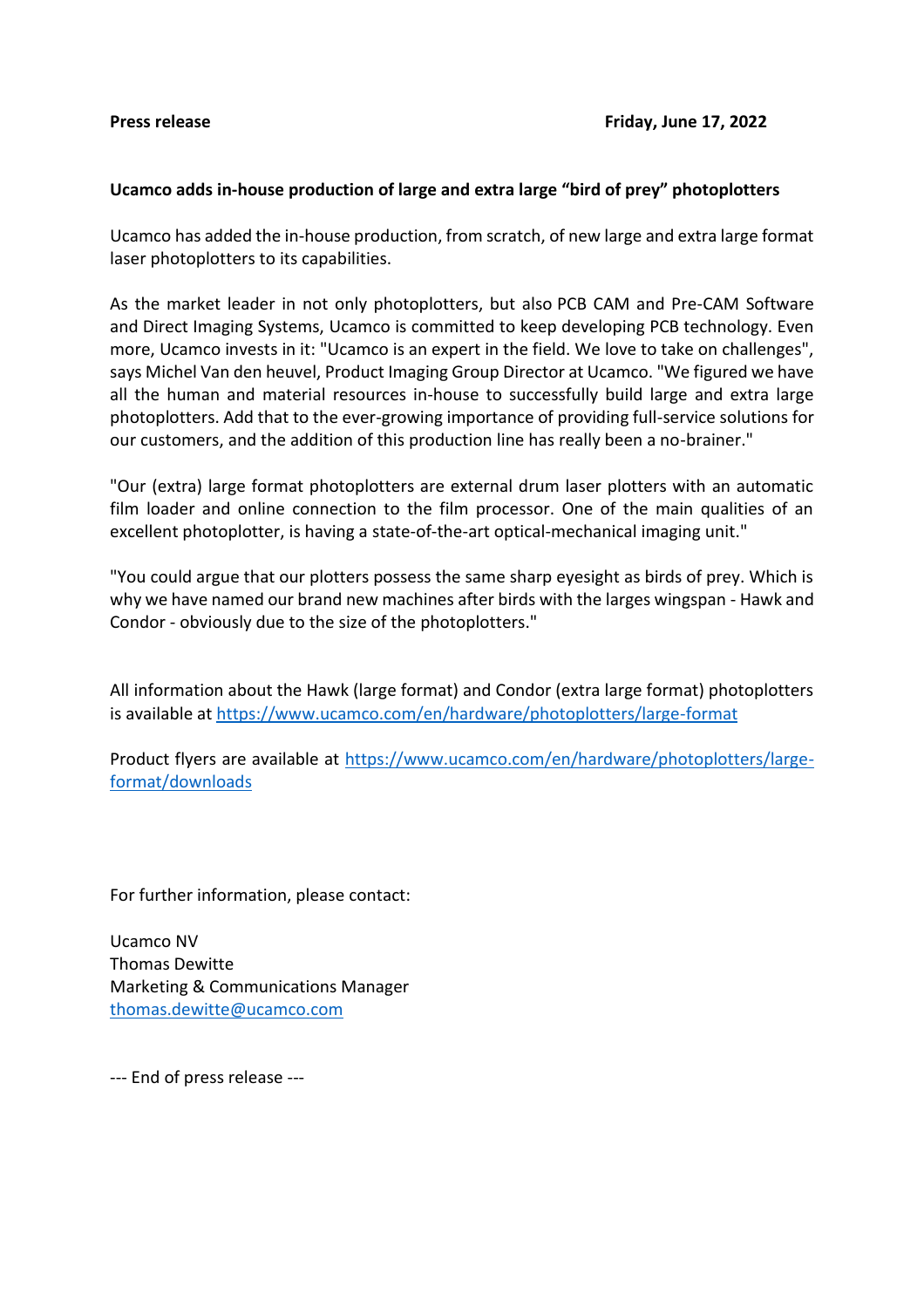**Press release** **Friday, June 17, 2022**

**Ucamco adds in-house production of large and extra large “bird of prey” photoplotters**

Ucamco has added the in-house production, from scratch, of new large and extra large format laser photoplotters to its capabilities.

As the market leader in not only photoplotters, but also PCB CAM and Pre-CAM Software and Direct Imaging Systems, Ucamco is committed to keep developing PCB technology. Even more, Ucamco invests in it: "Ucamco is an expert in the field. We love to take on challenges", says Michel Van den heuvel, Product Imaging Group Director at Ucamco. "We figured we have all the human and material resources in-house to successfully build large and extra large photoplotters. Add that to the ever-growing importance of providing full-service solutions for our customers, and the addition of this production line has really been a no-brainer."

"Our (extra) large format photoplotters are external drum laser plotters with an automatic film loader and online connection to the film processor. One of the main qualities of an excellent photoplotter, is having a state-of-the-art optical-mechanical imaging unit."

"You could argue that our plotters possess the same sharp eyesight as birds of prey. Which is why we have named our brand new machines after birds with the larges wingspan - Hawk and Condor - obviously due to the size of the photoplotters."

All information about the Hawk (large format) and Condor (extra large format) photoplotters is available at https://www.ucamco.com/en/hardware/photoplotters/large-format

Product flyers are available at https://www.ucamco.com/en/hardware/photoplotters/large-format/downloads

For further information, please contact:

Ucamco NV
Thomas Dewitte
Marketing & Communications Manager
thomas.dewitte@ucamco.com

--- End of press release ---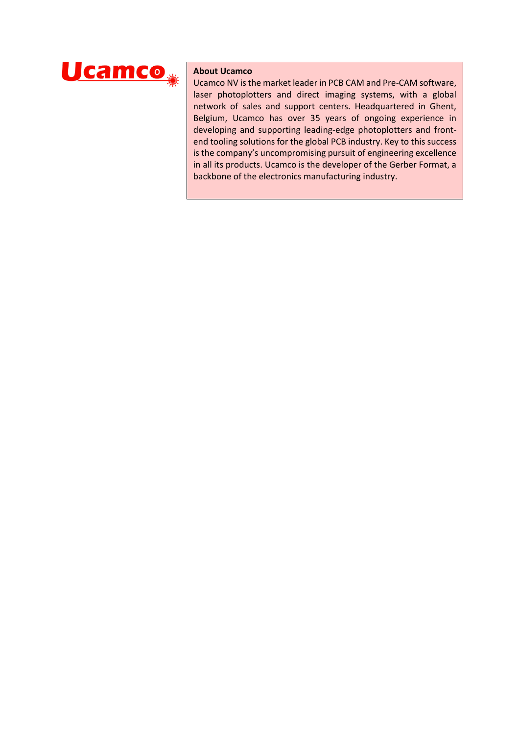**About Ucamco**

Ucamco NV is the market leader in PCB CAM and Pre-CAM software, laser photoplotters and direct imaging systems, with a global network of sales and support centers. Headquartered in Ghent, Belgium, Ucamco has over 35 years of ongoing experience in developing and supporting leading-edge photoplotters and front-end tooling solutions for the global PCB industry. Key to this success is the company's uncompromising pursuit of engineering excellence in all its products. Ucamco is the developer of the Gerber Format, a backbone of the electronics manufacturing industry.